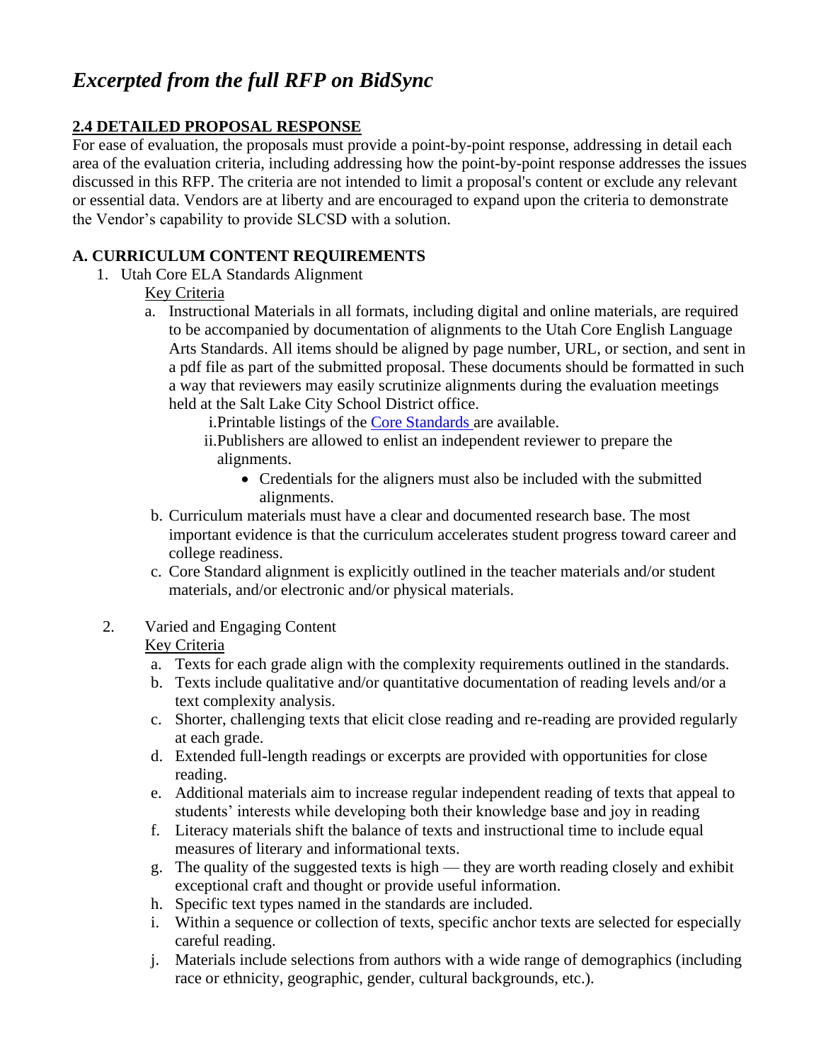# *Excerpted from the full RFP on BidSync*

## 2.4 DETAILED PROPOSAL RESPONSE

For ease of evaluation, the proposals must provide a point-by-point response, addressing in detail each area of the evaluation criteria, including addressing how the point-by-point response addresses the issues discussed in this RFP. The criteria are not intended to limit a proposal's content or exclude any relevant or essential data. Vendors are at liberty and are encouraged to expand upon the criteria to demonstrate the Vendor's capability to provide SLCSD with a solution.

### A. CURRICULUM CONTENT REQUIREMENTS

1. Utah Core ELA Standards Alignment

   Key Criteria

   a. Instructional Materials in all formats, including digital and online materials, are required to be accompanied by documentation of alignments to the Utah Core English Language Arts Standards. All items should be aligned by page number, URL, or section, and sent in a pdf file as part of the submitted proposal. These documents should be formatted in such a way that reviewers may easily scrutinize alignments during the evaluation meetings held at the Salt Lake City School District office.

      i. Printable listings of the Core Standards are available.

      ii. Publishers are allowed to enlist an independent reviewer to prepare the alignments.

         - Credentials for the aligners must also be included with the submitted alignments.

   b. Curriculum materials must have a clear and documented research base. The most important evidence is that the curriculum accelerates student progress toward career and college readiness.

   c. Core Standard alignment is explicitly outlined in the teacher materials and/or student materials, and/or electronic and/or physical materials.

2. Varied and Engaging Content

   Key Criteria

   a. Texts for each grade align with the complexity requirements outlined in the standards.

   b. Texts include qualitative and/or quantitative documentation of reading levels and/or a text complexity analysis.

   c. Shorter, challenging texts that elicit close reading and re-reading are provided regularly at each grade.

   d. Extended full-length readings or excerpts are provided with opportunities for close reading.

   e. Additional materials aim to increase regular independent reading of texts that appeal to students' interests while developing both their knowledge base and joy in reading

   f. Literacy materials shift the balance of texts and instructional time to include equal measures of literary and informational texts.

   g. The quality of the suggested texts is high — they are worth reading closely and exhibit exceptional craft and thought or provide useful information.

   h. Specific text types named in the standards are included.

   i. Within a sequence or collection of texts, specific anchor texts are selected for especially careful reading.

   j. Materials include selections from authors with a wide range of demographics (including race or ethnicity, geographic, gender, cultural backgrounds, etc.).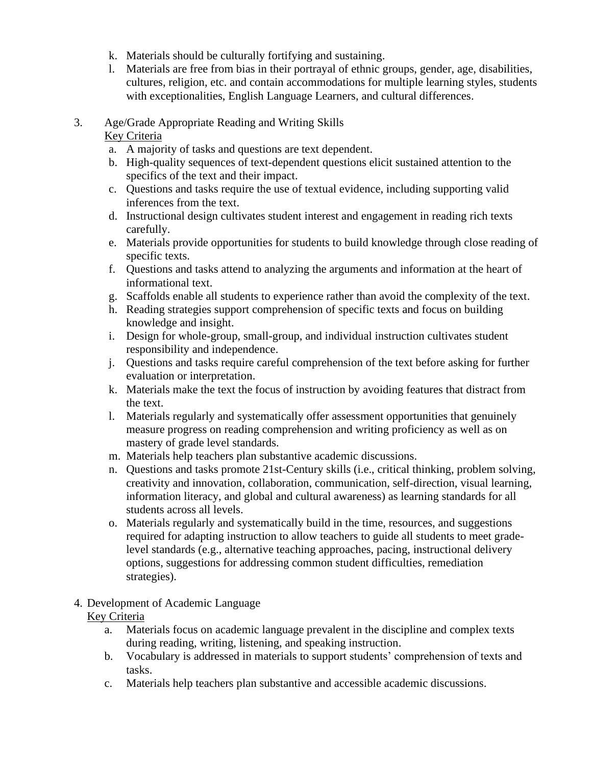k. Materials should be culturally fortifying and sustaining.
l. Materials are free from bias in their portrayal of ethnic groups, gender, age, disabilities, cultures, religion, etc. and contain accommodations for multiple learning styles, students with exceptionalities, English Language Learners, and cultural differences.

3. Age/Grade Appropriate Reading and Writing Skills

<u>Key Criteria</u>

a. A majority of tasks and questions are text dependent.
b. High-quality sequences of text-dependent questions elicit sustained attention to the specifics of the text and their impact.
c. Questions and tasks require the use of textual evidence, including supporting valid inferences from the text.
d. Instructional design cultivates student interest and engagement in reading rich texts carefully.
e. Materials provide opportunities for students to build knowledge through close reading of specific texts.
f. Questions and tasks attend to analyzing the arguments and information at the heart of informational text.
g. Scaffolds enable all students to experience rather than avoid the complexity of the text.
h. Reading strategies support comprehension of specific texts and focus on building knowledge and insight.
i. Design for whole-group, small-group, and individual instruction cultivates student responsibility and independence.
j. Questions and tasks require careful comprehension of the text before asking for further evaluation or interpretation.
k. Materials make the text the focus of instruction by avoiding features that distract from the text.
l. Materials regularly and systematically offer assessment opportunities that genuinely measure progress on reading comprehension and writing proficiency as well as on mastery of grade level standards.
m. Materials help teachers plan substantive academic discussions.
n. Questions and tasks promote 21st-Century skills (i.e., critical thinking, problem solving, creativity and innovation, collaboration, communication, self-direction, visual learning, information literacy, and global and cultural awareness) as learning standards for all students across all levels.
o. Materials regularly and systematically build in the time, resources, and suggestions required for adapting instruction to allow teachers to guide all students to meet grade-level standards (e.g., alternative teaching approaches, pacing, instructional delivery options, suggestions for addressing common student difficulties, remediation strategies).

4. Development of Academic Language

<u>Key Criteria</u>

a. Materials focus on academic language prevalent in the discipline and complex texts during reading, writing, listening, and speaking instruction.
b. Vocabulary is addressed in materials to support students' comprehension of texts and tasks.
c. Materials help teachers plan substantive and accessible academic discussions.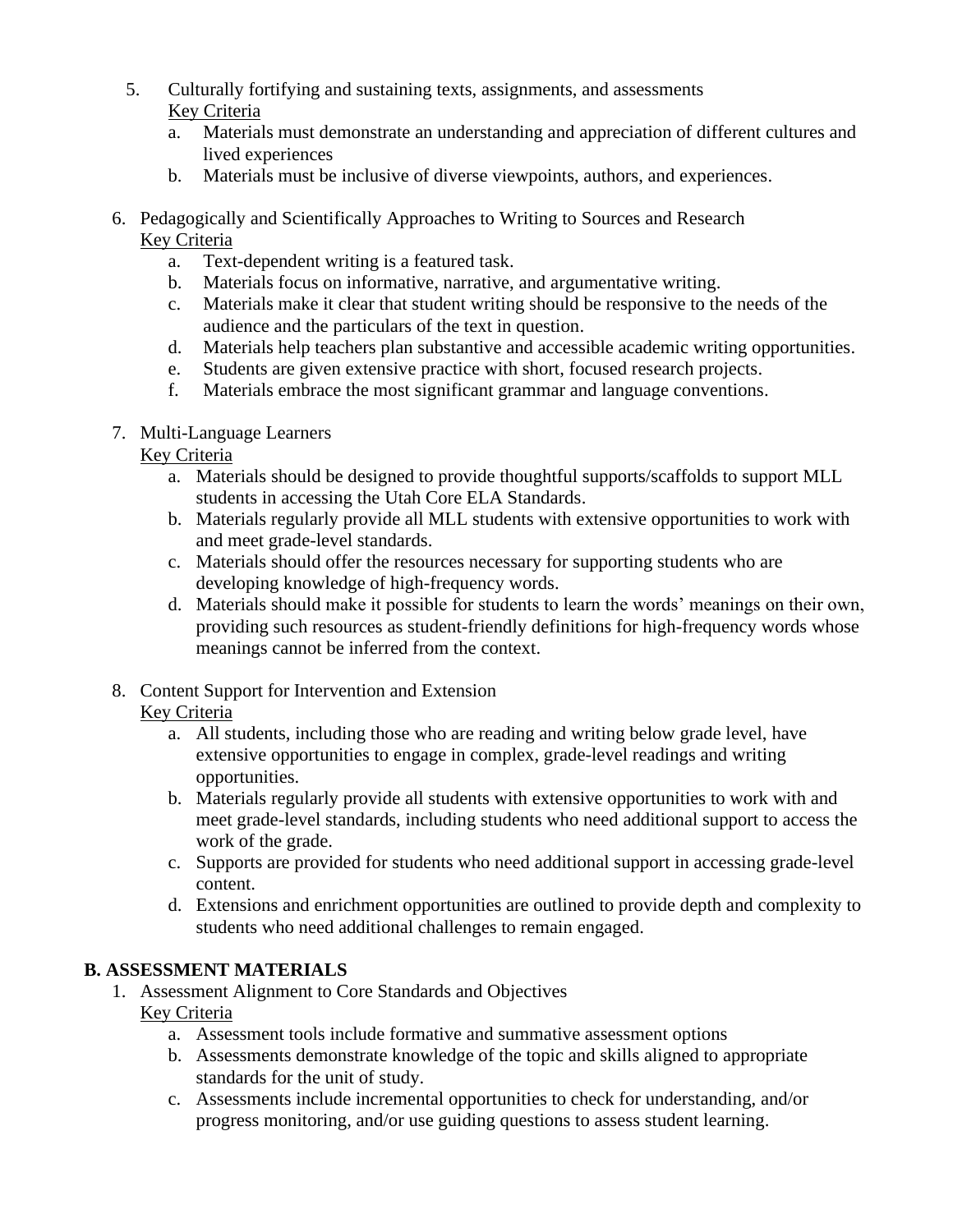5. Culturally fortifying and sustaining texts, assignments, and assessments
   <u>Key Criteria</u>
   a. Materials must demonstrate an understanding and appreciation of different cultures and lived experiences
   b. Materials must be inclusive of diverse viewpoints, authors, and experiences.

6. Pedagogically and Scientifically Approaches to Writing to Sources and Research
   <u>Key Criteria</u>
   a. Text-dependent writing is a featured task.
   b. Materials focus on informative, narrative, and argumentative writing.
   c. Materials make it clear that student writing should be responsive to the needs of the audience and the particulars of the text in question.
   d. Materials help teachers plan substantive and accessible academic writing opportunities.
   e. Students are given extensive practice with short, focused research projects.
   f. Materials embrace the most significant grammar and language conventions.

7. Multi-Language Learners
   <u>Key Criteria</u>
   a. Materials should be designed to provide thoughtful supports/scaffolds to support MLL students in accessing the Utah Core ELA Standards.
   b. Materials regularly provide all MLL students with extensive opportunities to work with and meet grade-level standards.
   c. Materials should offer the resources necessary for supporting students who are developing knowledge of high-frequency words.
   d. Materials should make it possible for students to learn the words' meanings on their own, providing such resources as student-friendly definitions for high-frequency words whose meanings cannot be inferred from the context.

8. Content Support for Intervention and Extension
   <u>Key Criteria</u>
   a. All students, including those who are reading and writing below grade level, have extensive opportunities to engage in complex, grade-level readings and writing opportunities.
   b. Materials regularly provide all students with extensive opportunities to work with and meet grade-level standards, including students who need additional support to access the work of the grade.
   c. Supports are provided for students who need additional support in accessing grade-level content.
   d. Extensions and enrichment opportunities are outlined to provide depth and complexity to students who need additional challenges to remain engaged.

## B. ASSESSMENT MATERIALS

1. Assessment Alignment to Core Standards and Objectives
   <u>Key Criteria</u>
   a. Assessment tools include formative and summative assessment options
   b. Assessments demonstrate knowledge of the topic and skills aligned to appropriate standards for the unit of study.
   c. Assessments include incremental opportunities to check for understanding, and/or progress monitoring, and/or use guiding questions to assess student learning.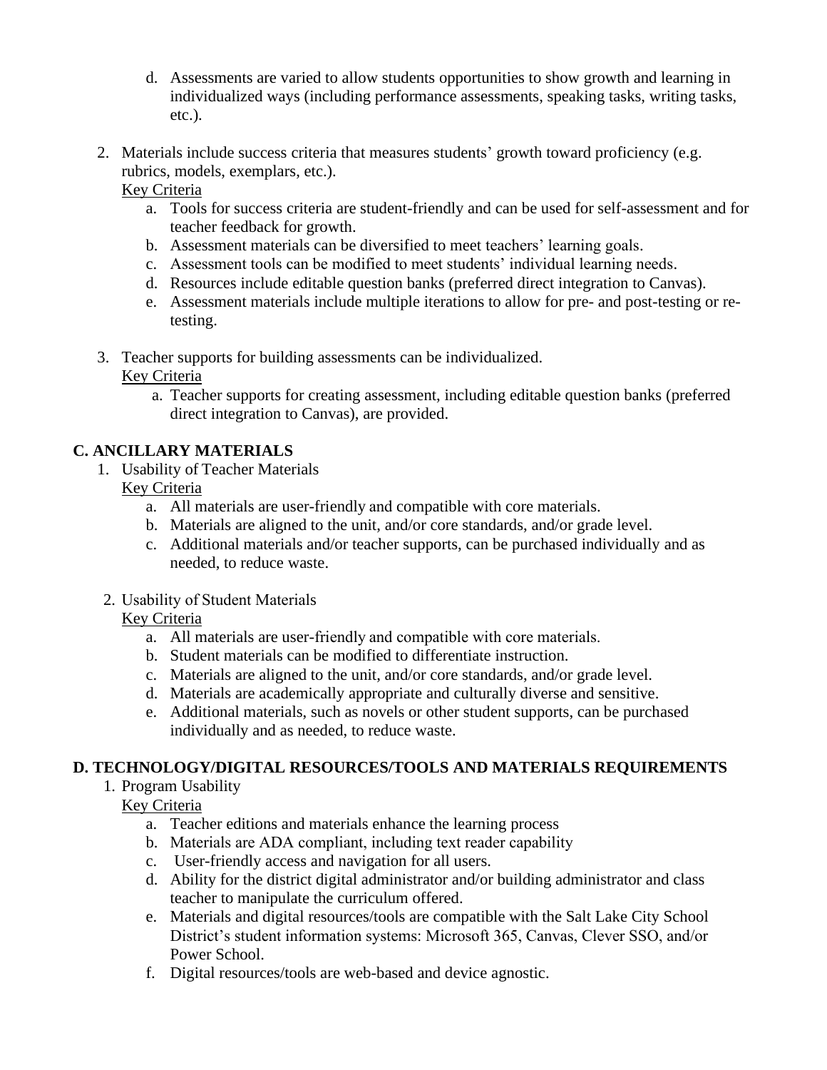d. Assessments are varied to allow students opportunities to show growth and learning in individualized ways (including performance assessments, speaking tasks, writing tasks, etc.).

2. Materials include success criteria that measures students' growth toward proficiency (e.g. rubrics, models, exemplars, etc.).

   Key Criteria

   a. Tools for success criteria are student-friendly and can be used for self-assessment and for teacher feedback for growth.
   b. Assessment materials can be diversified to meet teachers' learning goals.
   c. Assessment tools can be modified to meet students' individual learning needs.
   d. Resources include editable question banks (preferred direct integration to Canvas).
   e. Assessment materials include multiple iterations to allow for pre- and post-testing or re-testing.

3. Teacher supports for building assessments can be individualized.

   Key Criteria

   a. Teacher supports for creating assessment, including editable question banks (preferred direct integration to Canvas), are provided.

## C. ANCILLARY MATERIALS

1. Usability of Teacher Materials

   Key Criteria

   a. All materials are user-friendly and compatible with core materials.
   b. Materials are aligned to the unit, and/or core standards, and/or grade level.
   c. Additional materials and/or teacher supports, can be purchased individually and as needed, to reduce waste.

2. Usability of Student Materials

   Key Criteria

   a. All materials are user-friendly and compatible with core materials.
   b. Student materials can be modified to differentiate instruction.
   c. Materials are aligned to the unit, and/or core standards, and/or grade level.
   d. Materials are academically appropriate and culturally diverse and sensitive.
   e. Additional materials, such as novels or other student supports, can be purchased individually and as needed, to reduce waste.

## D. TECHNOLOGY/DIGITAL RESOURCES/TOOLS AND MATERIALS REQUIREMENTS

1. Program Usability

   Key Criteria

   a. Teacher editions and materials enhance the learning process
   b. Materials are ADA compliant, including text reader capability
   c. User-friendly access and navigation for all users.
   d. Ability for the district digital administrator and/or building administrator and class teacher to manipulate the curriculum offered.
   e. Materials and digital resources/tools are compatible with the Salt Lake City School District's student information systems: Microsoft 365, Canvas, Clever SSO, and/or Power School.
   f. Digital resources/tools are web-based and device agnostic.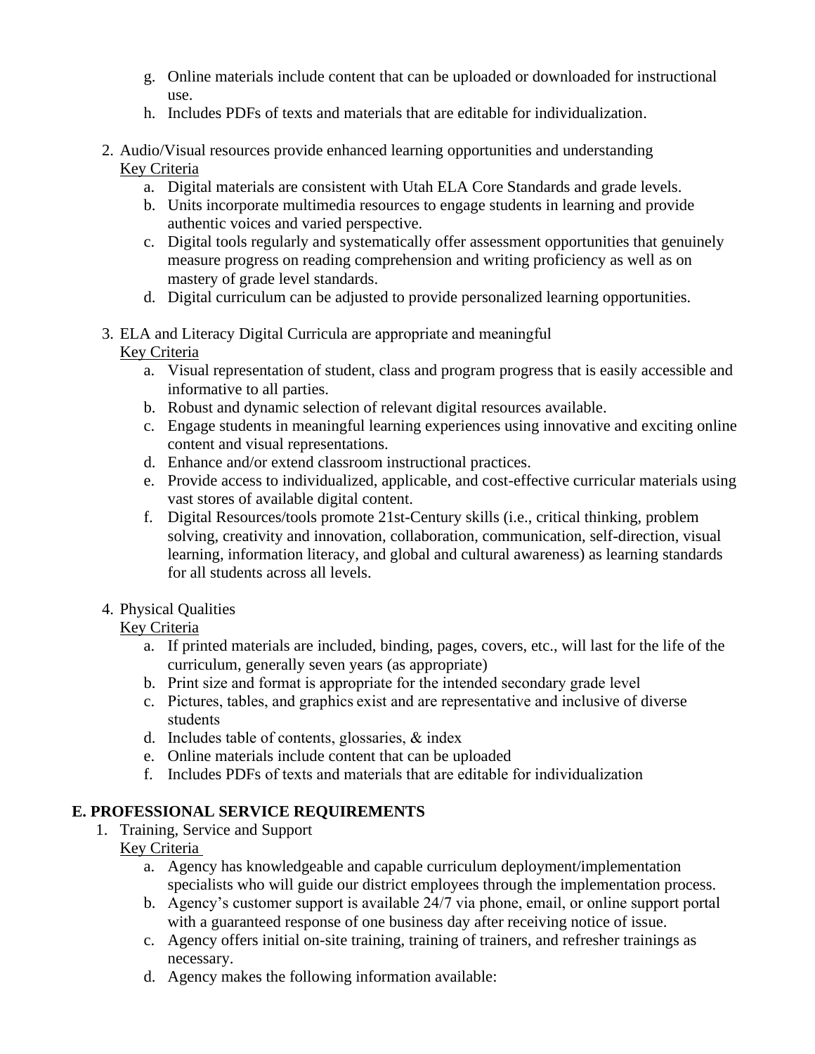g. Online materials include content that can be uploaded or downloaded for instructional use.
   h. Includes PDFs of texts and materials that are editable for individualization.

2. Audio/Visual resources provide enhanced learning opportunities and understanding
   Key Criteria
   a. Digital materials are consistent with Utah ELA Core Standards and grade levels.
   b. Units incorporate multimedia resources to engage students in learning and provide authentic voices and varied perspective.
   c. Digital tools regularly and systematically offer assessment opportunities that genuinely measure progress on reading comprehension and writing proficiency as well as on mastery of grade level standards.
   d. Digital curriculum can be adjusted to provide personalized learning opportunities.

3. ELA and Literacy Digital Curricula are appropriate and meaningful
   Key Criteria
   a. Visual representation of student, class and program progress that is easily accessible and informative to all parties.
   b. Robust and dynamic selection of relevant digital resources available.
   c. Engage students in meaningful learning experiences using innovative and exciting online content and visual representations.
   d. Enhance and/or extend classroom instructional practices.
   e. Provide access to individualized, applicable, and cost-effective curricular materials using vast stores of available digital content.
   f. Digital Resources/tools promote 21st-Century skills (i.e., critical thinking, problem solving, creativity and innovation, collaboration, communication, self-direction, visual learning, information literacy, and global and cultural awareness) as learning standards for all students across all levels.

4. Physical Qualities
   Key Criteria
   a. If printed materials are included, binding, pages, covers, etc., will last for the life of the curriculum, generally seven years (as appropriate)
   b. Print size and format is appropriate for the intended secondary grade level
   c. Pictures, tables, and graphics exist and are representative and inclusive of diverse students
   d. Includes table of contents, glossaries, & index
   e. Online materials include content that can be uploaded
   f. Includes PDFs of texts and materials that are editable for individualization

## E. PROFESSIONAL SERVICE REQUIREMENTS

1. Training, Service and Support
   Key Criteria
   a. Agency has knowledgeable and capable curriculum deployment/implementation specialists who will guide our district employees through the implementation process.
   b. Agency's customer support is available 24/7 via phone, email, or online support portal with a guaranteed response of one business day after receiving notice of issue.
   c. Agency offers initial on-site training, training of trainers, and refresher trainings as necessary.
   d. Agency makes the following information available: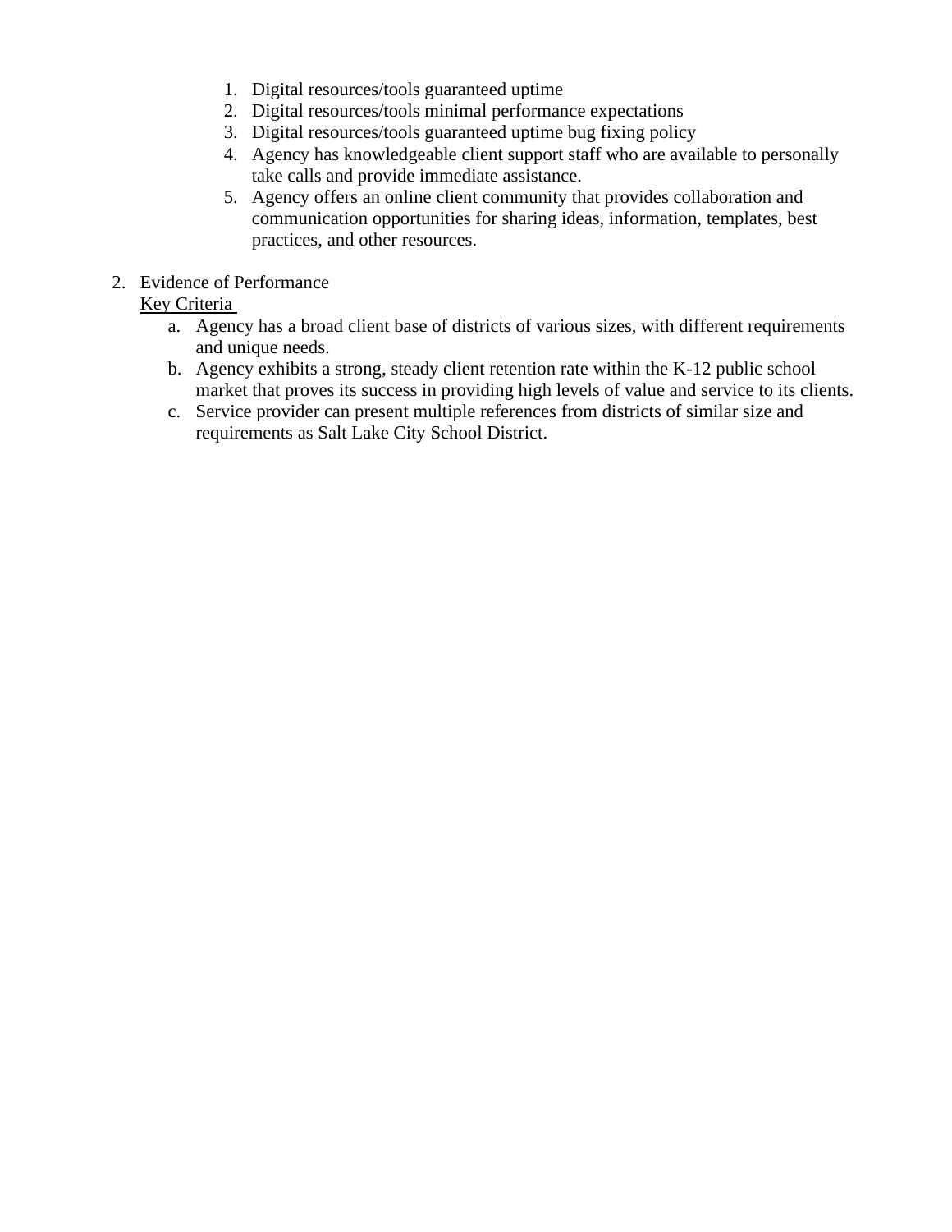1. Digital resources/tools guaranteed uptime
2. Digital resources/tools minimal performance expectations
3. Digital resources/tools guaranteed uptime bug fixing policy
4. Agency has knowledgeable client support staff who are available to personally take calls and provide immediate assistance.
5. Agency offers an online client community that provides collaboration and communication opportunities for sharing ideas, information, templates, best practices, and other resources.

2. Evidence of Performance
   Key Criteria
   a. Agency has a broad client base of districts of various sizes, with different requirements and unique needs.
   b. Agency exhibits a strong, steady client retention rate within the K-12 public school market that proves its success in providing high levels of value and service to its clients.
   c. Service provider can present multiple references from districts of similar size and requirements as Salt Lake City School District.